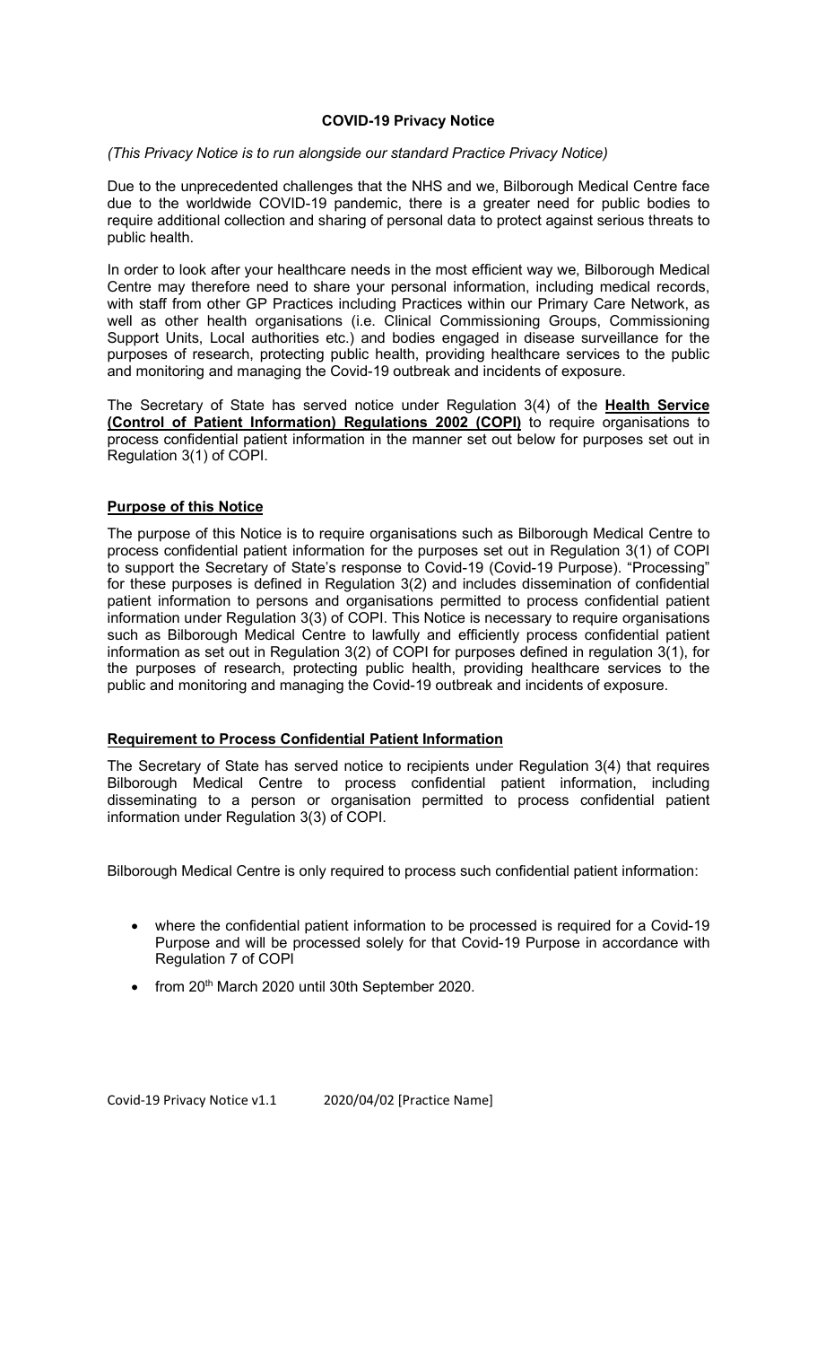# COVID-19 Privacy Notice

*(This Privacy Notice is to run alongside our standard Practice Privacy Notice)*

Due to the unprecedented challenges that the NHS and we, Bilborough Medical Centre face due to the worldwide COVID-19 pandemic, there is a greater need for public bodies to require additional collection and sharing of personal data to protect against serious threats to public health.

In order to look after your healthcare needs in the most efficient way we, Bilborough Medical Centre may therefore need to share your personal information, including medical records, with staff from other GP Practices including Practices within our Primary Care Network, as well as other health organisations (i.e. Clinical Commissioning Groups, Commissioning Support Units, Local authorities etc.) and bodies engaged in disease surveillance for the purposes of research, protecting public health, providing healthcare services to the public and monitoring and managing the Covid-19 outbreak and incidents of exposure.

The Secretary of State has served notice under Regulation 3(4) of the **Health Service (Control of Patient Information) Regulations 2002 (COPI)** to require organisations to process confidential patient information in the manner set out below for purposes set out in Regulation 3(1) of COPI.

## Purpose of this Notice

The purpose of this Notice is to require organisations such as Bilborough Medical Centre to process confidential patient information for the purposes set out in Regulation 3(1) of COPI to support the Secretary of State's response to Covid-19 (Covid-19 Purpose). "Processing" for these purposes is defined in Regulation 3(2) and includes dissemination of confidential patient information to persons and organisations permitted to process confidential patient information under Regulation 3(3) of COPI. This Notice is necessary to require organisations such as Bilborough Medical Centre to lawfully and efficiently process confidential patient information as set out in Regulation 3(2) of COPI for purposes defined in regulation 3(1), for the purposes of research, protecting public health, providing healthcare services to the public and monitoring and managing the Covid-19 outbreak and incidents of exposure.

## Requirement to Process Confidential Patient Information

The Secretary of State has served notice to recipients under Regulation 3(4) that requires Bilborough Medical Centre to process confidential patient information, including disseminating to a person or organisation permitted to process confidential patient information under Regulation 3(3) of COPI.

Bilborough Medical Centre is only required to process such confidential patient information:

- where the confidential patient information to be processed is required for a Covid-19 Purpose and will be processed solely for that Covid-19 Purpose in accordance with Regulation 7 of COPI
- from 20th March 2020 until 30th September 2020.

Covid-19 Privacy Notice v1.1 2020/04/02 [Practice Name]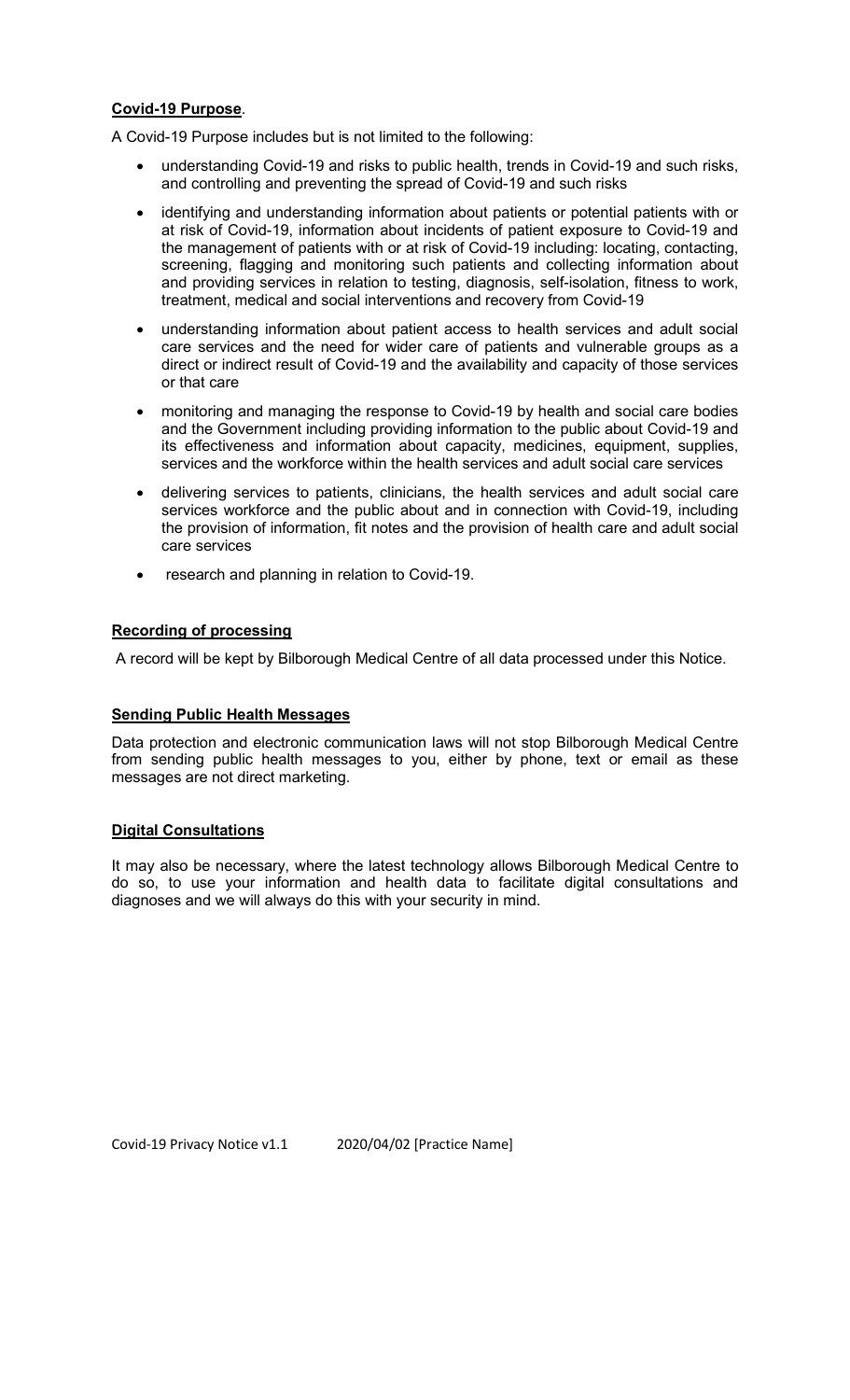**Covid-19 Purpose**.

A Covid-19 Purpose includes but is not limited to the following:

- understanding Covid-19 and risks to public health, trends in Covid-19 and such risks, and controlling and preventing the spread of Covid-19 and such risks
- identifying and understanding information about patients or potential patients with or at risk of Covid-19, information about incidents of patient exposure to Covid-19 and the management of patients with or at risk of Covid-19 including: locating, contacting, screening, flagging and monitoring such patients and collecting information about and providing services in relation to testing, diagnosis, self-isolation, fitness to work, treatment, medical and social interventions and recovery from Covid-19
- understanding information about patient access to health services and adult social care services and the need for wider care of patients and vulnerable groups as a direct or indirect result of Covid-19 and the availability and capacity of those services or that care
- monitoring and managing the response to Covid-19 by health and social care bodies and the Government including providing information to the public about Covid-19 and its effectiveness and information about capacity, medicines, equipment, supplies, services and the workforce within the health services and adult social care services
- delivering services to patients, clinicians, the health services and adult social care services workforce and the public about and in connection with Covid-19, including the provision of information, fit notes and the provision of health care and adult social care services
- research and planning in relation to Covid-19.

**Recording of processing**

A record will be kept by Bilborough Medical Centre of all data processed under this Notice.

**Sending Public Health Messages**

Data protection and electronic communication laws will not stop Bilborough Medical Centre from sending public health messages to you, either by phone, text or email as these messages are not direct marketing.

**Digital Consultations**

It may also be necessary, where the latest technology allows Bilborough Medical Centre to do so, to use your information and health data to facilitate digital consultations and diagnoses and we will always do this with your security in mind.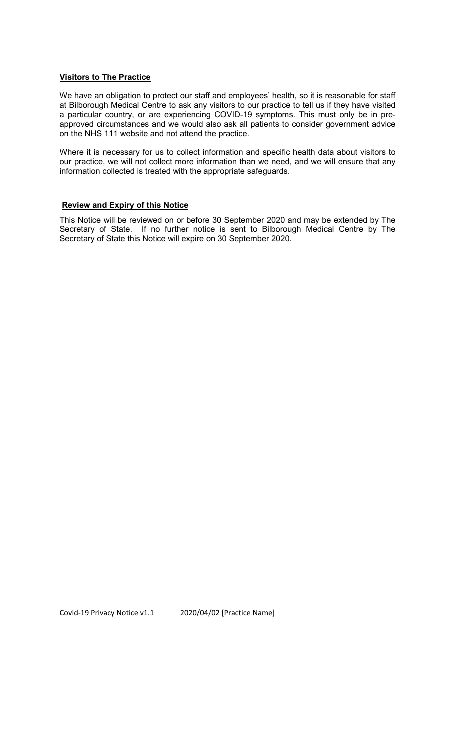**Visitors to The Practice**

We have an obligation to protect our staff and employees' health, so it is reasonable for staff at Bilborough Medical Centre to ask any visitors to our practice to tell us if they have visited a particular country, or are experiencing COVID-19 symptoms. This must only be in pre-approved circumstances and we would also ask all patients to consider government advice on the NHS 111 website and not attend the practice.

Where it is necessary for us to collect information and specific health data about visitors to our practice, we will not collect more information than we need, and we will ensure that any information collected is treated with the appropriate safeguards.

**Review and Expiry of this Notice**

This Notice will be reviewed on or before 30 September 2020 and may be extended by The Secretary of State. If no further notice is sent to Bilborough Medical Centre by The Secretary of State this Notice will expire on 30 September 2020.